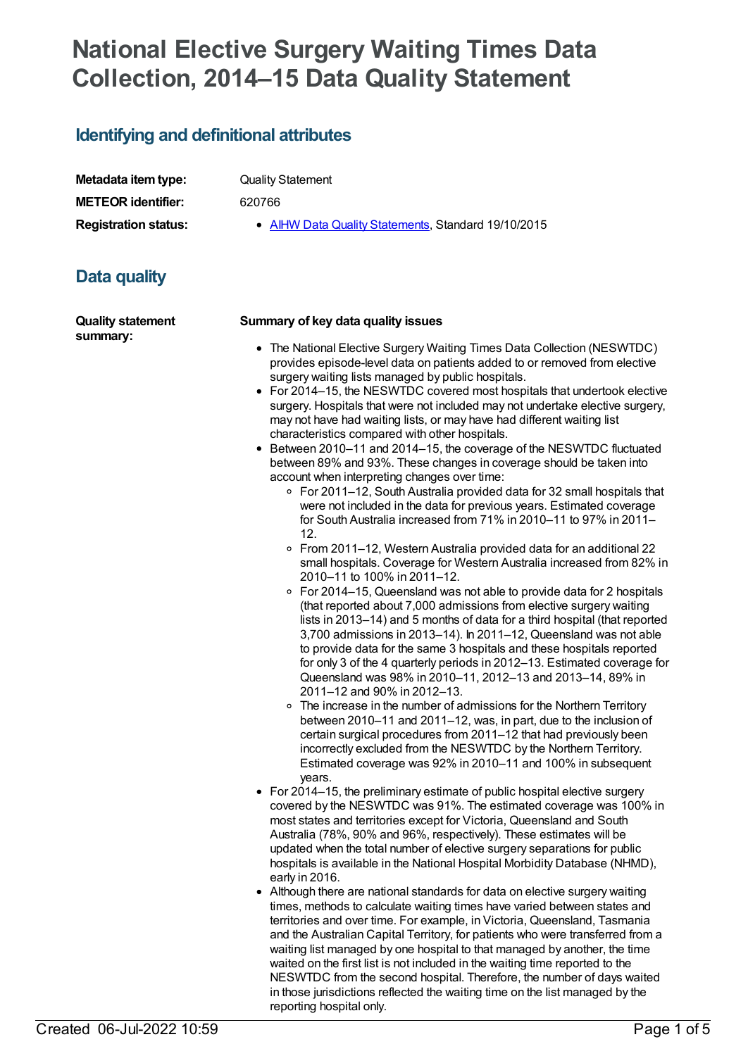# National Elective Surgery Waiting Times Data Collection, 2014–15 Data Quality Statement

## Identifying and definitional attributes

**Metadata item type:** Quality Statement

**METEOR identifier:** 620766

**Registration status:**

- AIHW Data Quality Statements, Standard 19/10/2015

## Data quality

**Quality statement summary:**

**Summary of key data quality issues**

- The National Elective Surgery Waiting Times Data Collection (NESWTDC) provides episode-level data on patients added to or removed from elective surgery waiting lists managed by public hospitals.
- For 2014–15, the NESWTDC covered most hospitals that undertook elective surgery. Hospitals that were not included may not undertake elective surgery, may not have had waiting lists, or may have had different waiting list characteristics compared with other hospitals.
- Between 2010–11 and 2014–15, the coverage of the NESWTDC fluctuated between 89% and 93%. These changes in coverage should be taken into account when interpreting changes over time:
  - For 2011–12, South Australia provided data for 32 small hospitals that were not included in the data for previous years. Estimated coverage for South Australia increased from 71% in 2010–11 to 97% in 2011–12.
  - From 2011–12, Western Australia provided data for an additional 22 small hospitals. Coverage for Western Australia increased from 82% in 2010–11 to 100% in 2011–12.
  - For 2014–15, Queensland was not able to provide data for 2 hospitals (that reported about 7,000 admissions from elective surgery waiting lists in 2013–14) and 5 months of data for a third hospital (that reported 3,700 admissions in 2013–14). In 2011–12, Queensland was not able to provide data for the same 3 hospitals and these hospitals reported for only 3 of the 4 quarterly periods in 2012–13. Estimated coverage for Queensland was 98% in 2010–11, 2012–13 and 2013–14, 89% in 2011–12 and 90% in 2012–13.
  - The increase in the number of admissions for the Northern Territory between 2010–11 and 2011–12, was, in part, due to the inclusion of certain surgical procedures from 2011–12 that had previously been incorrectly excluded from the NESWTDC by the Northern Territory. Estimated coverage was 92% in 2010–11 and 100% in subsequent years.
- For 2014–15, the preliminary estimate of public hospital elective surgery covered by the NESWTDC was 91%. The estimated coverage was 100% in most states and territories except for Victoria, Queensland and South Australia (78%, 90% and 96%, respectively). These estimates will be updated when the total number of elective surgery separations for public hospitals is available in the National Hospital Morbidity Database (NHMD), early in 2016.
- Although there are national standards for data on elective surgery waiting times, methods to calculate waiting times have varied between states and territories and over time. For example, in Victoria, Queensland, Tasmania and the Australian Capital Territory, for patients who were transferred from a waiting list managed by one hospital to that managed by another, the time waited on the first list is not included in the waiting time reported to the NESWTDC from the second hospital. Therefore, the number of days waited in those jurisdictions reflected the waiting time on the list managed by the reporting hospital only.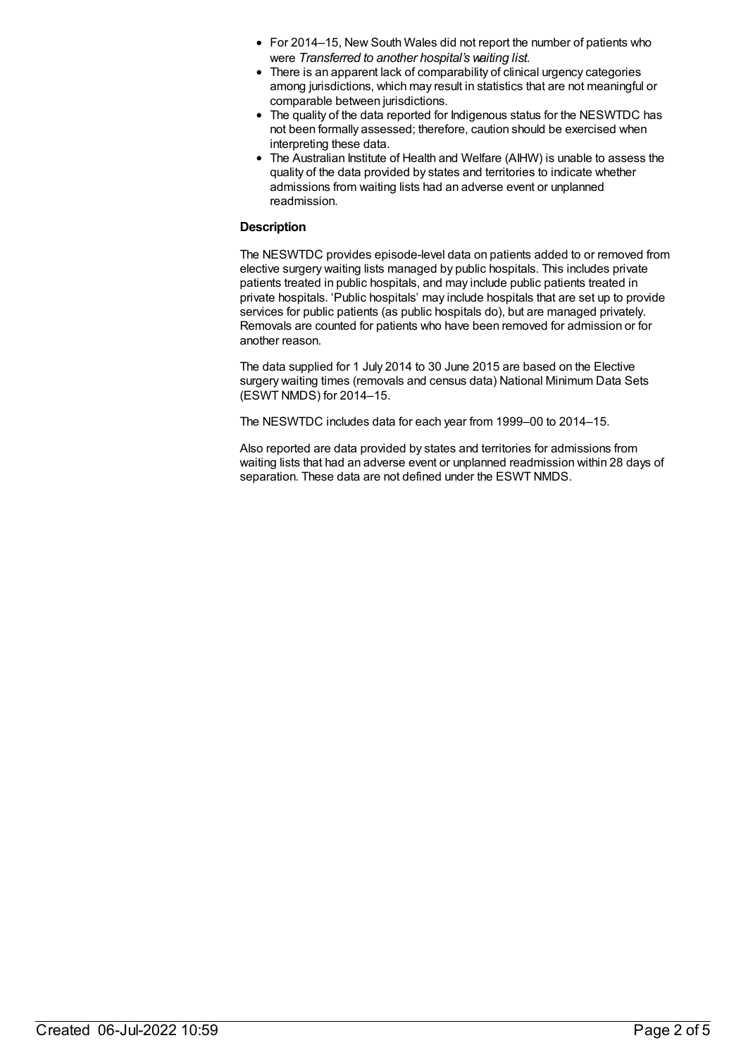- For 2014–15, New South Wales did not report the number of patients who were *Transferred to another hospital's waiting list*.
- There is an apparent lack of comparability of clinical urgency categories among jurisdictions, which may result in statistics that are not meaningful or comparable between jurisdictions.
- The quality of the data reported for Indigenous status for the NESWTDC has not been formally assessed; therefore, caution should be exercised when interpreting these data.
- The Australian Institute of Health and Welfare (AIHW) is unable to assess the quality of the data provided by states and territories to indicate whether admissions from waiting lists had an adverse event or unplanned readmission.

**Description**

The NESWTDC provides episode-level data on patients added to or removed from elective surgery waiting lists managed by public hospitals. This includes private patients treated in public hospitals, and may include public patients treated in private hospitals. 'Public hospitals' may include hospitals that are set up to provide services for public patients (as public hospitals do), but are managed privately. Removals are counted for patients who have been removed for admission or for another reason.

The data supplied for 1 July 2014 to 30 June 2015 are based on the Elective surgery waiting times (removals and census data) National Minimum Data Sets (ESWT NMDS) for 2014–15.

The NESWTDC includes data for each year from 1999–00 to 2014–15.

Also reported are data provided by states and territories for admissions from waiting lists that had an adverse event or unplanned readmission within 28 days of separation. These data are not defined under the ESWT NMDS.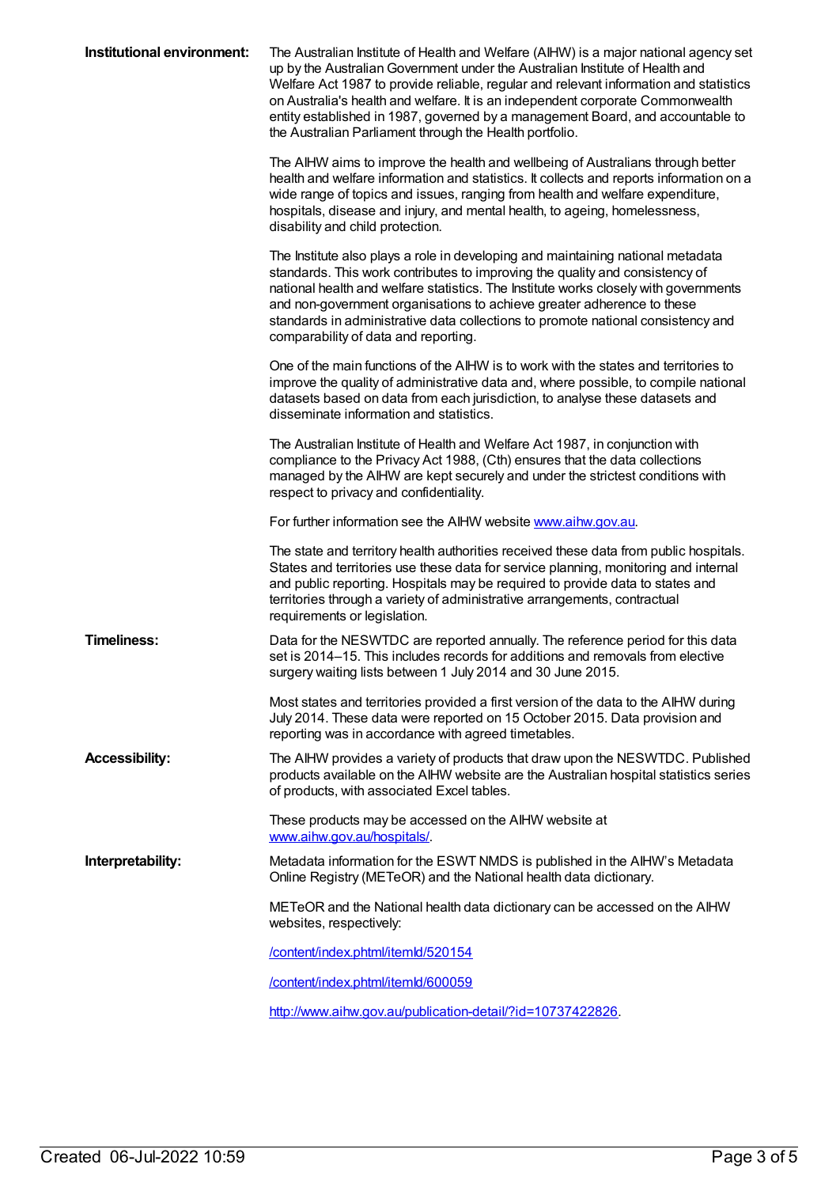**Institutional environment:**

The Australian Institute of Health and Welfare (AIHW) is a major national agency set up by the Australian Government under the Australian Institute of Health and Welfare Act 1987 to provide reliable, regular and relevant information and statistics on Australia's health and welfare. It is an independent corporate Commonwealth entity established in 1987, governed by a management Board, and accountable to the Australian Parliament through the Health portfolio.

The AIHW aims to improve the health and wellbeing of Australians through better health and welfare information and statistics. It collects and reports information on a wide range of topics and issues, ranging from health and welfare expenditure, hospitals, disease and injury, and mental health, to ageing, homelessness, disability and child protection.

The Institute also plays a role in developing and maintaining national metadata standards. This work contributes to improving the quality and consistency of national health and welfare statistics. The Institute works closely with governments and non-government organisations to achieve greater adherence to these standards in administrative data collections to promote national consistency and comparability of data and reporting.

One of the main functions of the AIHW is to work with the states and territories to improve the quality of administrative data and, where possible, to compile national datasets based on data from each jurisdiction, to analyse these datasets and disseminate information and statistics.

The Australian Institute of Health and Welfare Act 1987, in conjunction with compliance to the Privacy Act 1988, (Cth) ensures that the data collections managed by the AIHW are kept securely and under the strictest conditions with respect to privacy and confidentiality.

For further information see the AIHW website [www.aihw.gov.au](www.aihw.gov.au).

The state and territory health authorities received these data from public hospitals. States and territories use these data for service planning, monitoring and internal and public reporting. Hospitals may be required to provide data to states and territories through a variety of administrative arrangements, contractual requirements or legislation.

**Timeliness:**

Data for the NESWTDC are reported annually. The reference period for this data set is 2014–15. This includes records for additions and removals from elective surgery waiting lists between 1 July 2014 and 30 June 2015.

Most states and territories provided a first version of the data to the AIHW during July 2014. These data were reported on 15 October 2015. Data provision and reporting was in accordance with agreed timetables.

**Accessibility:**

The AIHW provides a variety of products that draw upon the NESWTDC. Published products available on the AIHW website are the Australian hospital statistics series of products, with associated Excel tables.

These products may be accessed on the AIHW website at [www.aihw.gov.au/hospitals/](www.aihw.gov.au/hospitals/).

**Interpretability:**

Metadata information for the ESWT NMDS is published in the AIHW's Metadata Online Registry (METeOR) and the National health data dictionary.

METeOR and the National health data dictionary can be accessed on the AIHW websites, respectively:

[/content/index.phtml/itemId/520154](/content/index.phtml/itemId/520154)

[/content/index.phtml/itemId/600059](/content/index.phtml/itemId/600059)

[http://www.aihw.gov.au/publication-detail/?id=10737422826](http://www.aihw.gov.au/publication-detail/?id=10737422826).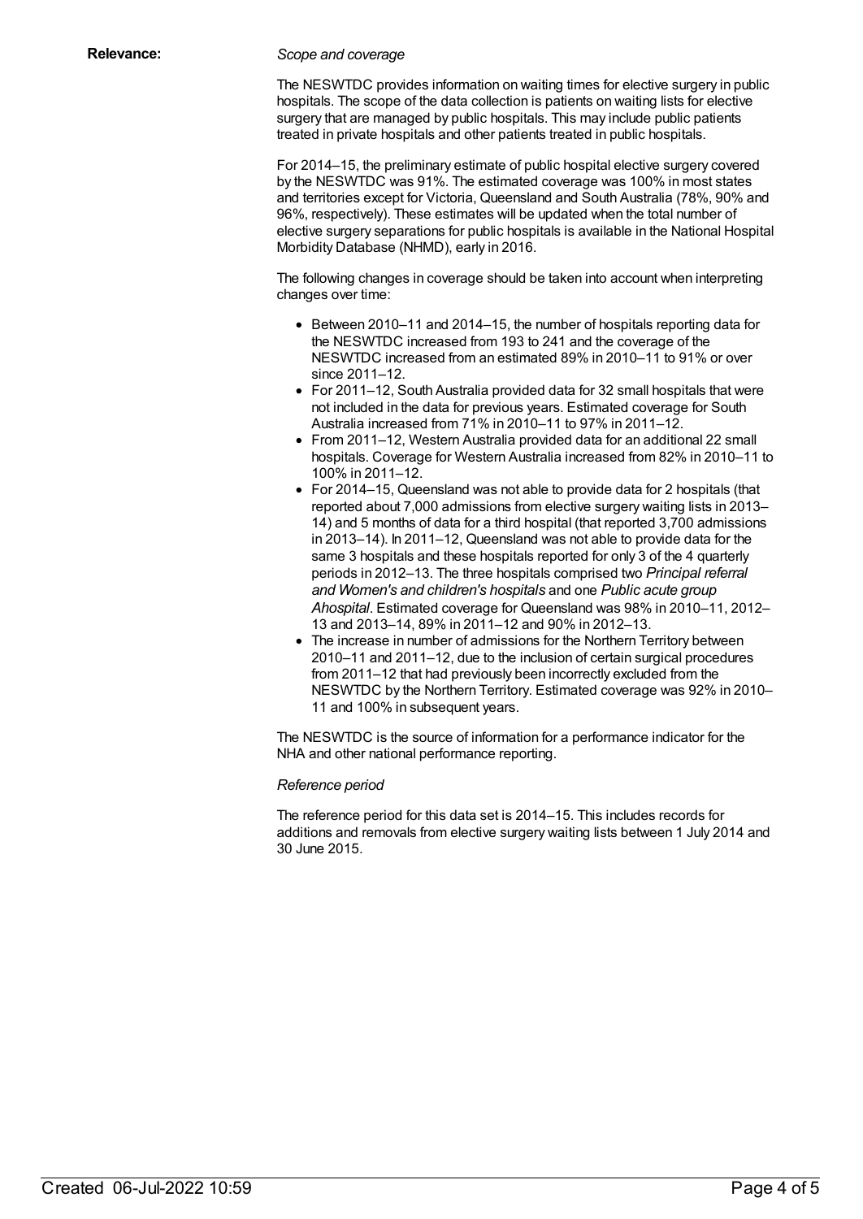**Relevance:**

*Scope and coverage*

The NESWTDC provides information on waiting times for elective surgery in public hospitals. The scope of the data collection is patients on waiting lists for elective surgery that are managed by public hospitals. This may include public patients treated in private hospitals and other patients treated in public hospitals.

For 2014–15, the preliminary estimate of public hospital elective surgery covered by the NESWTDC was 91%. The estimated coverage was 100% in most states and territories except for Victoria, Queensland and South Australia (78%, 90% and 96%, respectively). These estimates will be updated when the total number of elective surgery separations for public hospitals is available in the National Hospital Morbidity Database (NHMD), early in 2016.

The following changes in coverage should be taken into account when interpreting changes over time:

- Between 2010–11 and 2014–15, the number of hospitals reporting data for the NESWTDC increased from 193 to 241 and the coverage of the NESWTDC increased from an estimated 89% in 2010–11 to 91% or over since 2011–12.
- For 2011–12, South Australia provided data for 32 small hospitals that were not included in the data for previous years. Estimated coverage for South Australia increased from 71% in 2010–11 to 97% in 2011–12.
- From 2011–12, Western Australia provided data for an additional 22 small hospitals. Coverage for Western Australia increased from 82% in 2010–11 to 100% in 2011–12.
- For 2014–15, Queensland was not able to provide data for 2 hospitals (that reported about 7,000 admissions from elective surgery waiting lists in 2013–14) and 5 months of data for a third hospital (that reported 3,700 admissions in 2013–14). In 2011–12, Queensland was not able to provide data for the same 3 hospitals and these hospitals reported for only 3 of the 4 quarterly periods in 2012–13. The three hospitals comprised two *Principal referral and Women's and children's hospitals* and one *Public acute group Ahospital*. Estimated coverage for Queensland was 98% in 2010–11, 2012–13 and 2013–14, 89% in 2011–12 and 90% in 2012–13.
- The increase in number of admissions for the Northern Territory between 2010–11 and 2011–12, due to the inclusion of certain surgical procedures from 2011–12 that had previously been incorrectly excluded from the NESWTDC by the Northern Territory. Estimated coverage was 92% in 2010–11 and 100% in subsequent years.

The NESWTDC is the source of information for a performance indicator for the NHA and other national performance reporting.

*Reference period*

The reference period for this data set is 2014–15. This includes records for additions and removals from elective surgery waiting lists between 1 July 2014 and 30 June 2015.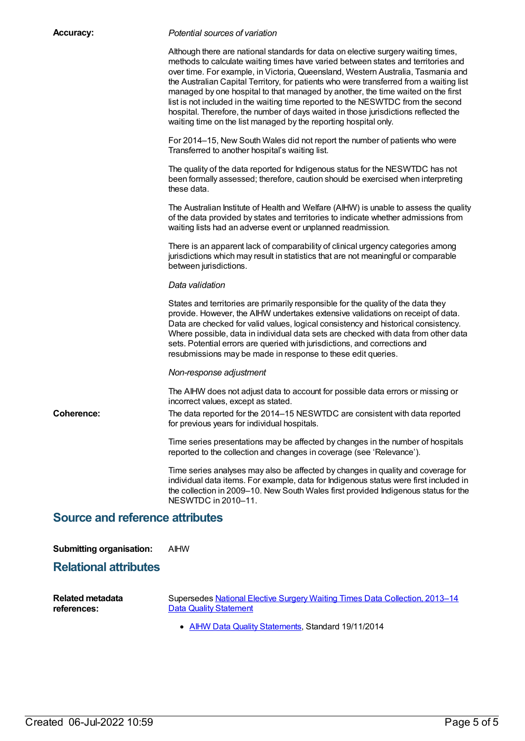**Accuracy:**

*Potential sources of variation*

Although there are national standards for data on elective surgery waiting times, methods to calculate waiting times have varied between states and territories and over time. For example, in Victoria, Queensland, Western Australia, Tasmania and the Australian Capital Territory, for patients who were transferred from a waiting list managed by one hospital to that managed by another, the time waited on the first list is not included in the waiting time reported to the NESWTDC from the second hospital. Therefore, the number of days waited in those jurisdictions reflected the waiting time on the list managed by the reporting hospital only.

For 2014–15, New South Wales did not report the number of patients who were Transferred to another hospital's waiting list.

The quality of the data reported for Indigenous status for the NESWTDC has not been formally assessed; therefore, caution should be exercised when interpreting these data.

The Australian Institute of Health and Welfare (AIHW) is unable to assess the quality of the data provided by states and territories to indicate whether admissions from waiting lists had an adverse event or unplanned readmission.

There is an apparent lack of comparability of clinical urgency categories among jurisdictions which may result in statistics that are not meaningful or comparable between jurisdictions.

*Data validation*

States and territories are primarily responsible for the quality of the data they provide. However, the AIHW undertakes extensive validations on receipt of data. Data are checked for valid values, logical consistency and historical consistency. Where possible, data in individual data sets are checked with data from other data sets. Potential errors are queried with jurisdictions, and corrections and resubmissions may be made in response to these edit queries.

*Non-response adjustment*

The AIHW does not adjust data to account for possible data errors or missing or incorrect values, except as stated.

**Coherence:**

The data reported for the 2014–15 NESWTDC are consistent with data reported for previous years for individual hospitals.

Time series presentations may be affected by changes in the number of hospitals reported to the collection and changes in coverage (see 'Relevance').

Time series analyses may also be affected by changes in quality and coverage for individual data items. For example, data for Indigenous status were first included in the collection in 2009–10. New South Wales first provided Indigenous status for the NESWTDC in 2010–11.

## Source and reference attributes

**Submitting organisation:** AIHW

## Relational attributes

**Related metadata references:**

Supersedes National Elective Surgery Waiting Times Data Collection, 2013–14 Data Quality Statement

- AIHW Data Quality Statements, Standard 19/11/2014